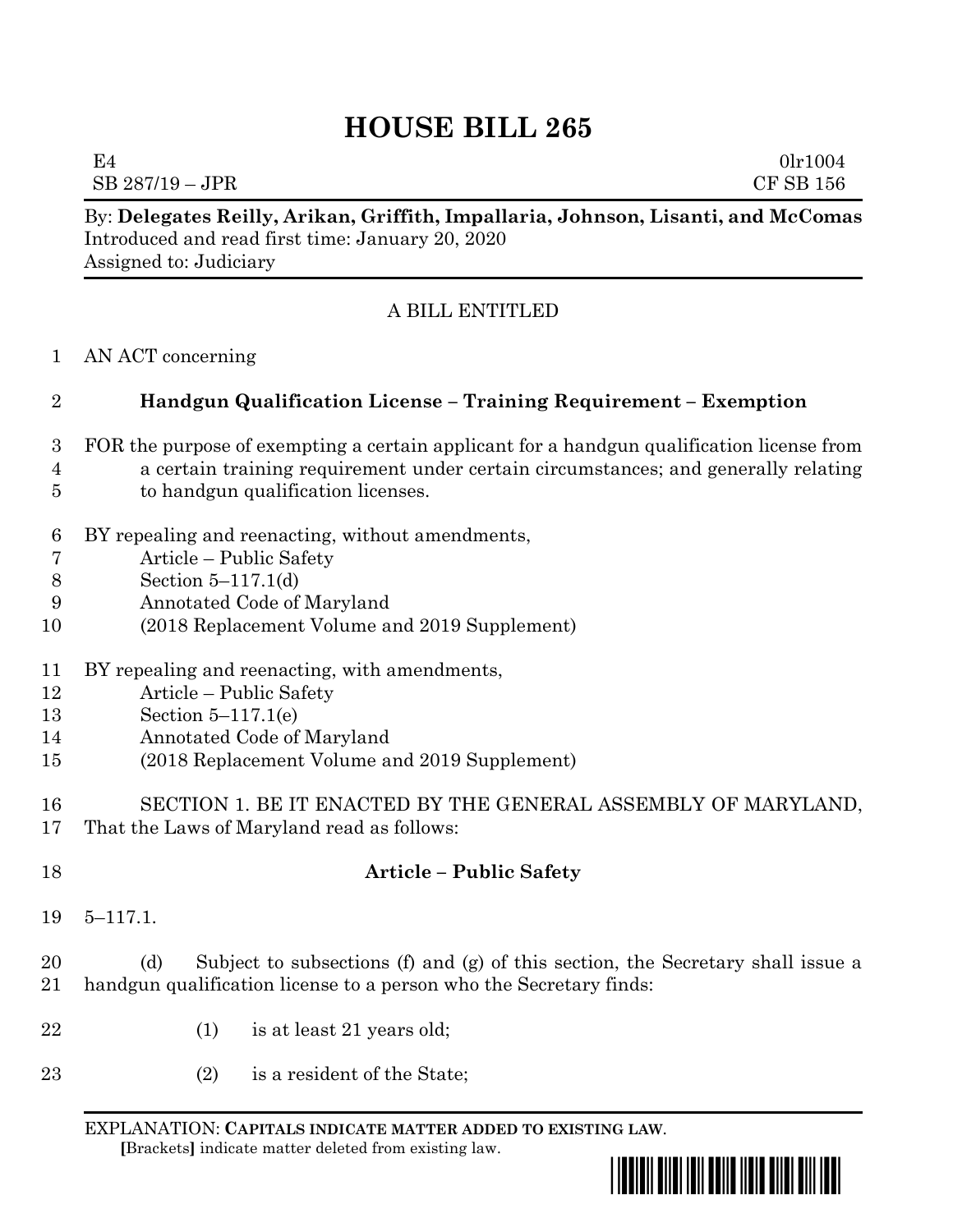# HOUSE BILL 265

E4 0lr1004
SB 287/19 – JPR CF SB 156

By: **Delegates Reilly, Arikan, Griffith, Impallaria, Johnson, Lisanti, and McComas**
Introduced and read first time: January 20, 2020
Assigned to: Judiciary

A BILL ENTITLED

1 AN ACT concerning

2 **Handgun Qualification License – Training Requirement – Exemption**

3 FOR the purpose of exempting a certain applicant for a handgun qualification license from
4 a certain training requirement under certain circumstances; and generally relating
5 to handgun qualification licenses.

6 BY repealing and reenacting, without amendments,
7 Article – Public Safety
8 Section 5–117.1(d)
9 Annotated Code of Maryland
10 (2018 Replacement Volume and 2019 Supplement)

11 BY repealing and reenacting, with amendments,
12 Article – Public Safety
13 Section 5–117.1(e)
14 Annotated Code of Maryland
15 (2018 Replacement Volume and 2019 Supplement)

16 SECTION 1. BE IT ENACTED BY THE GENERAL ASSEMBLY OF MARYLAND,
17 That the Laws of Maryland read as follows:

18 **Article – Public Safety**

19 5–117.1.

20 (d) Subject to subsections (f) and (g) of this section, the Secretary shall issue a
21 handgun qualification license to a person who the Secretary finds:

22 (1) is at least 21 years old;

23 (2) is a resident of the State;

EXPLANATION: **CAPITALS INDICATE MATTER ADDED TO EXISTING LAW**.
**[**Brackets**]** indicate matter deleted from existing law.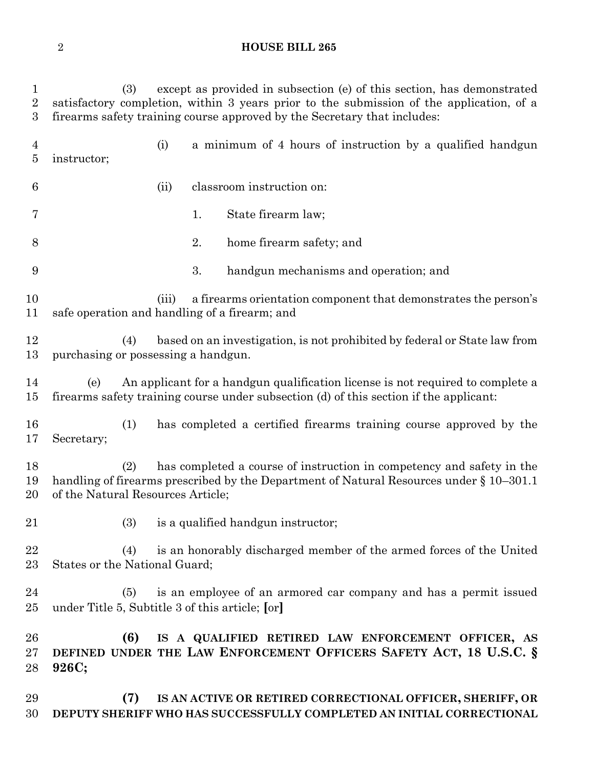(3) except as provided in subsection (e) of this section, has demonstrated satisfactory completion, within 3 years prior to the submission of the application, of a firearms safety training course approved by the Secretary that includes:

(i) a minimum of 4 hours of instruction by a qualified handgun instructor;

(ii) classroom instruction on:

1. State firearm law;

2. home firearm safety; and

3. handgun mechanisms and operation; and

(iii) a firearms orientation component that demonstrates the person's safe operation and handling of a firearm; and

(4) based on an investigation, is not prohibited by federal or State law from purchasing or possessing a handgun.

(e) An applicant for a handgun qualification license is not required to complete a firearms safety training course under subsection (d) of this section if the applicant:

(1) has completed a certified firearms training course approved by the Secretary;

(2) has completed a course of instruction in competency and safety in the handling of firearms prescribed by the Department of Natural Resources under § 10–301.1 of the Natural Resources Article;

(3) is a qualified handgun instructor;

(4) is an honorably discharged member of the armed forces of the United States or the National Guard;

(5) is an employee of an armored car company and has a permit issued under Title 5, Subtitle 3 of this article; **[**or**]**

**(6) IS A QUALIFIED RETIRED LAW ENFORCEMENT OFFICER, AS DEFINED UNDER THE LAW ENFORCEMENT OFFICERS SAFETY ACT, 18 U.S.C. § 926C;**

**(7) IS AN ACTIVE OR RETIRED CORRECTIONAL OFFICER, SHERIFF, OR DEPUTY SHERIFF WHO HAS SUCCESSFULLY COMPLETED AN INITIAL CORRECTIONAL**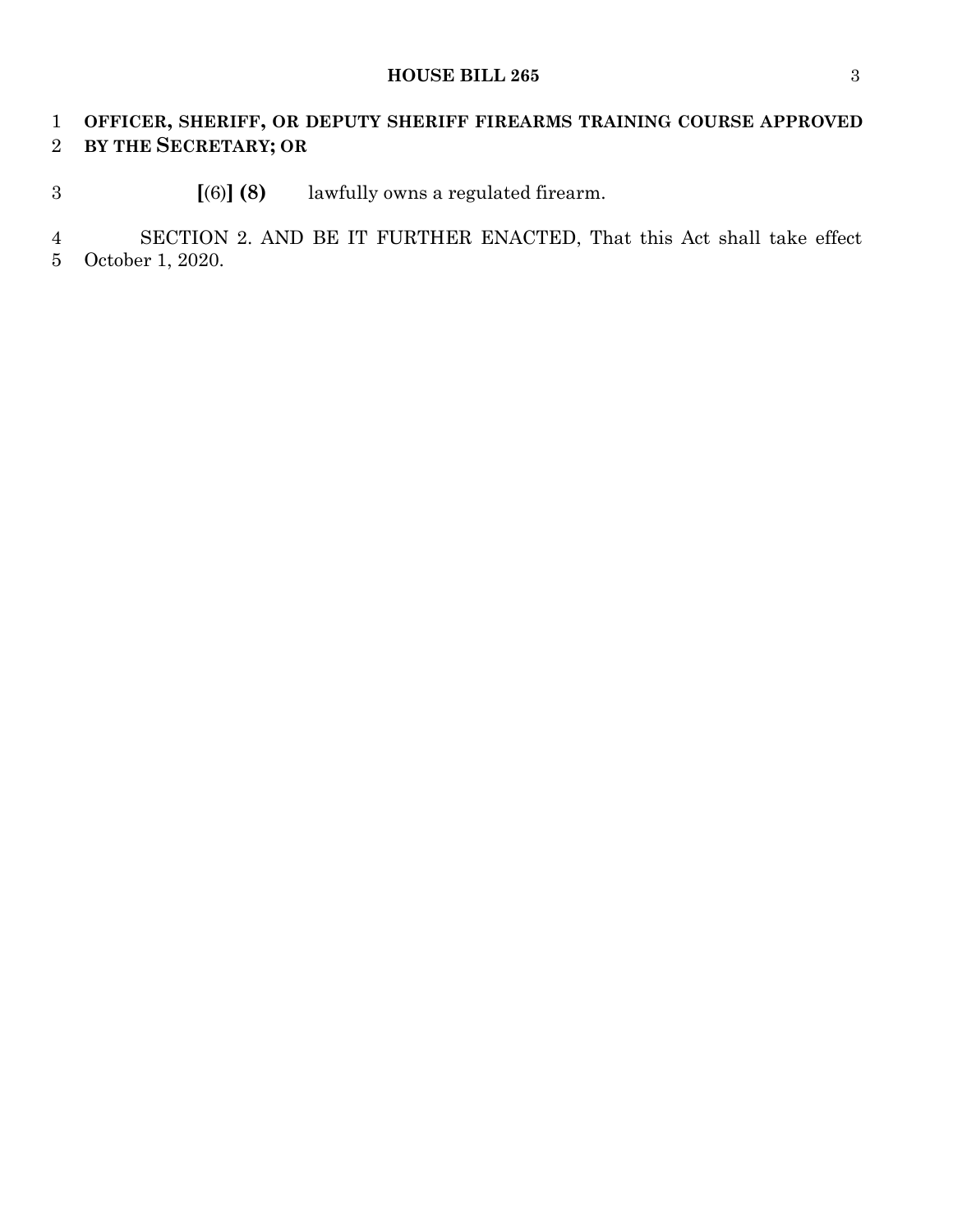**OFFICER, SHERIFF, OR DEPUTY SHERIFF FIREARMS TRAINING COURSE APPROVED BY THE SECRETARY; OR**

**[**(6)**] (8)** lawfully owns a regulated firearm.

SECTION 2. AND BE IT FURTHER ENACTED, That this Act shall take effect October 1, 2020.